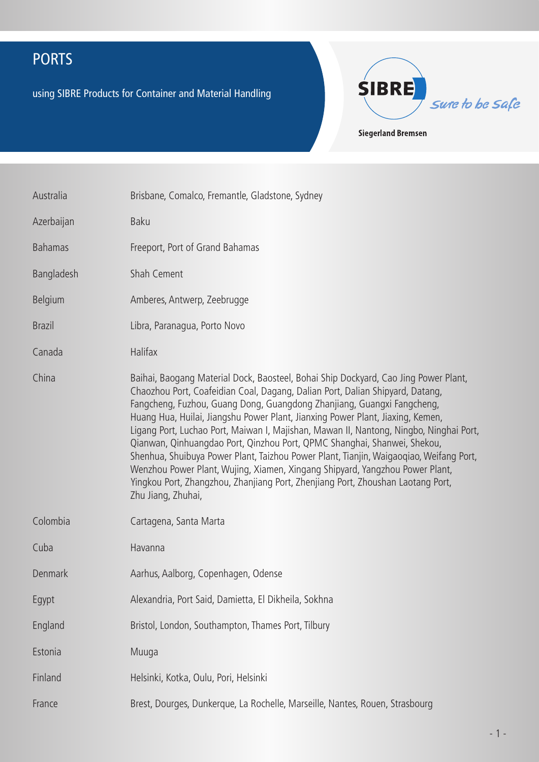# PORTS

using SIBRE Products for Container and Material Handling

SIBRE *sure to be safe*

**Siegerland Bremsen**

| | |
|---|---|
| Australia | Brisbane, Comalco, Fremantle, Gladstone, Sydney |
| Azerbaijan | Baku |
| Bahamas | Freeport, Port of Grand Bahamas |
| Bangladesh | Shah Cement |
| Belgium | Amberes, Antwerp, Zeebrugge |
| Brazil | Libra, Paranagua, Porto Novo |
| Canada | Halifax |
| China | Baihai, Baogang Material Dock, Baosteel, Bohai Ship Dockyard, Cao Jing Power Plant, Chaozhou Port, Coafeidian Coal, Dagang, Dalian Port, Dalian Shipyard, Datang, Fangcheng, Fuzhou, Guang Dong, Guangdong Zhanjiang, Guangxi Fangcheng, Huang Hua, Huilai, Jiangshu Power Plant, Jianxing Power Plant, Jiaxing, Kemen, Ligang Port, Luchao Port, Maiwan I, Majishan, Mawan II, Nantong, Ningbo, Ninghai Port, Qianwan, Qinhuangdao Port, Qinzhou Port, QPMC Shanghai, Shanwei, Shekou, Shenhua, Shuibuya Power Plant, Taizhou Power Plant, Tianjin, Waigaoqiao, Weifang Port, Wenzhou Power Plant, Wujing, Xiamen, Xingang Shipyard, Yangzhou Power Plant, Yingkou Port, Zhangzhou, Zhanjiang Port, Zhenjiang Port, Zhoushan Laotang Port, Zhu Jiang, Zhuhai, |
| Colombia | Cartagena, Santa Marta |
| Cuba | Havanna |
| Denmark | Aarhus, Aalborg, Copenhagen, Odense |
| Egypt | Alexandria, Port Said, Damietta, El Dikheila, Sokhna |
| England | Bristol, London, Southampton, Thames Port, Tilbury |
| Estonia | Muuga |
| Finland | Helsinki, Kotka, Oulu, Pori, Helsinki |
| France | Brest, Dourges, Dunkerque, La Rochelle, Marseille, Nantes, Rouen, Strasbourg |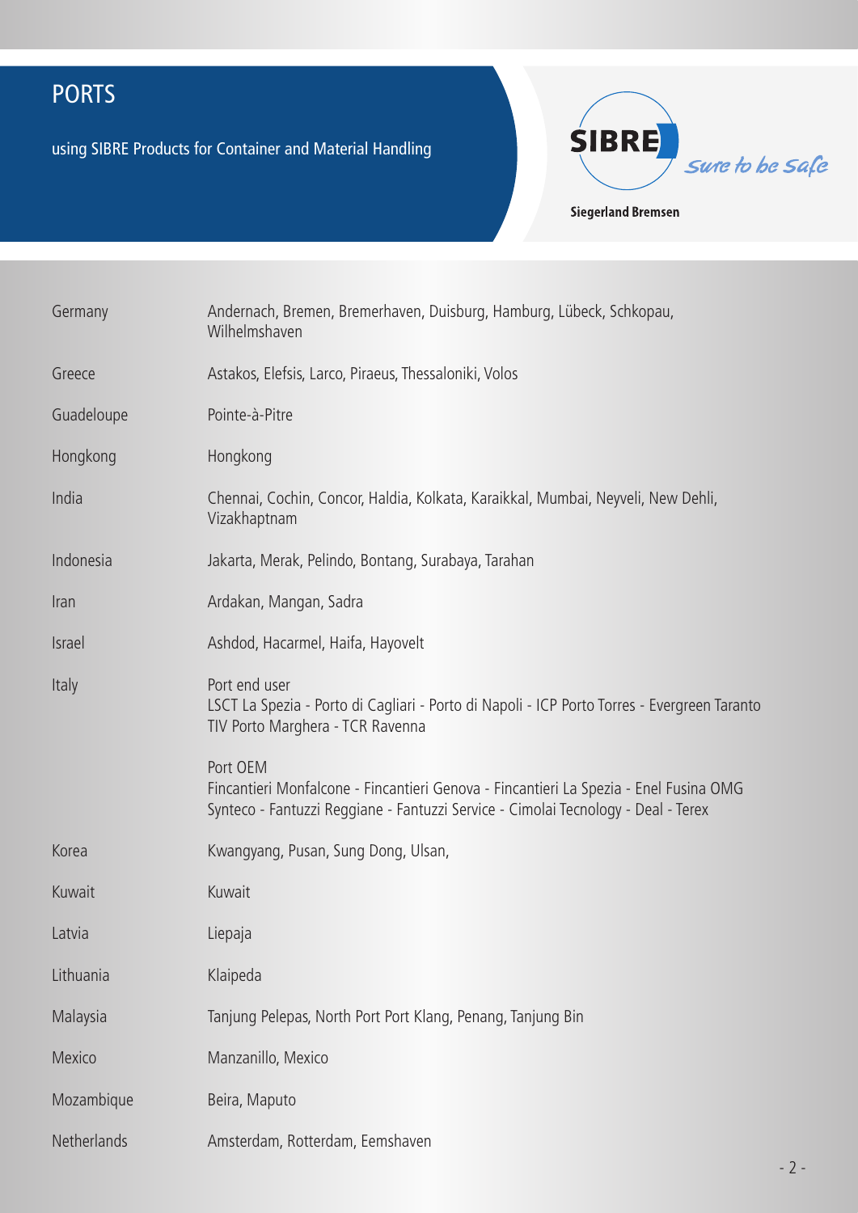# PORTS

using SIBRE Products for Container and Material Handling

SIBRE sure to be safe

**Siegerland Bremsen**

| | |
|---|---|
| Germany | Andernach, Bremen, Bremerhaven, Duisburg, Hamburg, Lübeck, Schkopau, Wilhelmshaven |
| Greece | Astakos, Elefsis, Larco, Piraeus, Thessaloniki, Volos |
| Guadeloupe | Pointe-à-Pitre |
| Hongkong | Hongkong |
| India | Chennai, Cochin, Concor, Haldia, Kolkata, Karaikkal, Mumbai, Neyveli, New Dehli, Vizakhaptnam |
| Indonesia | Jakarta, Merak, Pelindo, Bontang, Surabaya, Tarahan |
| Iran | Ardakan, Mangan, Sadra |
| Israel | Ashdod, Hacarmel, Haifa, Hayovelt |
| Italy | Port end user<br>LSCT La Spezia - Porto di Cagliari - Porto di Napoli - ICP Porto Torres - Evergreen Taranto<br>TIV Porto Marghera - TCR Ravenna<br><br>Port OEM<br>Fincantieri Monfalcone - Fincantieri Genova - Fincantieri La Spezia - Enel Fusina OMG<br>Synteco - Fantuzzi Reggiane - Fantuzzi Service - Cimolai Tecnology - Deal - Terex |
| Korea | Kwangyang, Pusan, Sung Dong, Ulsan, |
| Kuwait | Kuwait |
| Latvia | Liepaja |
| Lithuania | Klaipeda |
| Malaysia | Tanjung Pelepas, North Port Port Klang, Penang, Tanjung Bin |
| Mexico | Manzanillo, Mexico |
| Mozambique | Beira, Maputo |
| Netherlands | Amsterdam, Rotterdam, Eemshaven |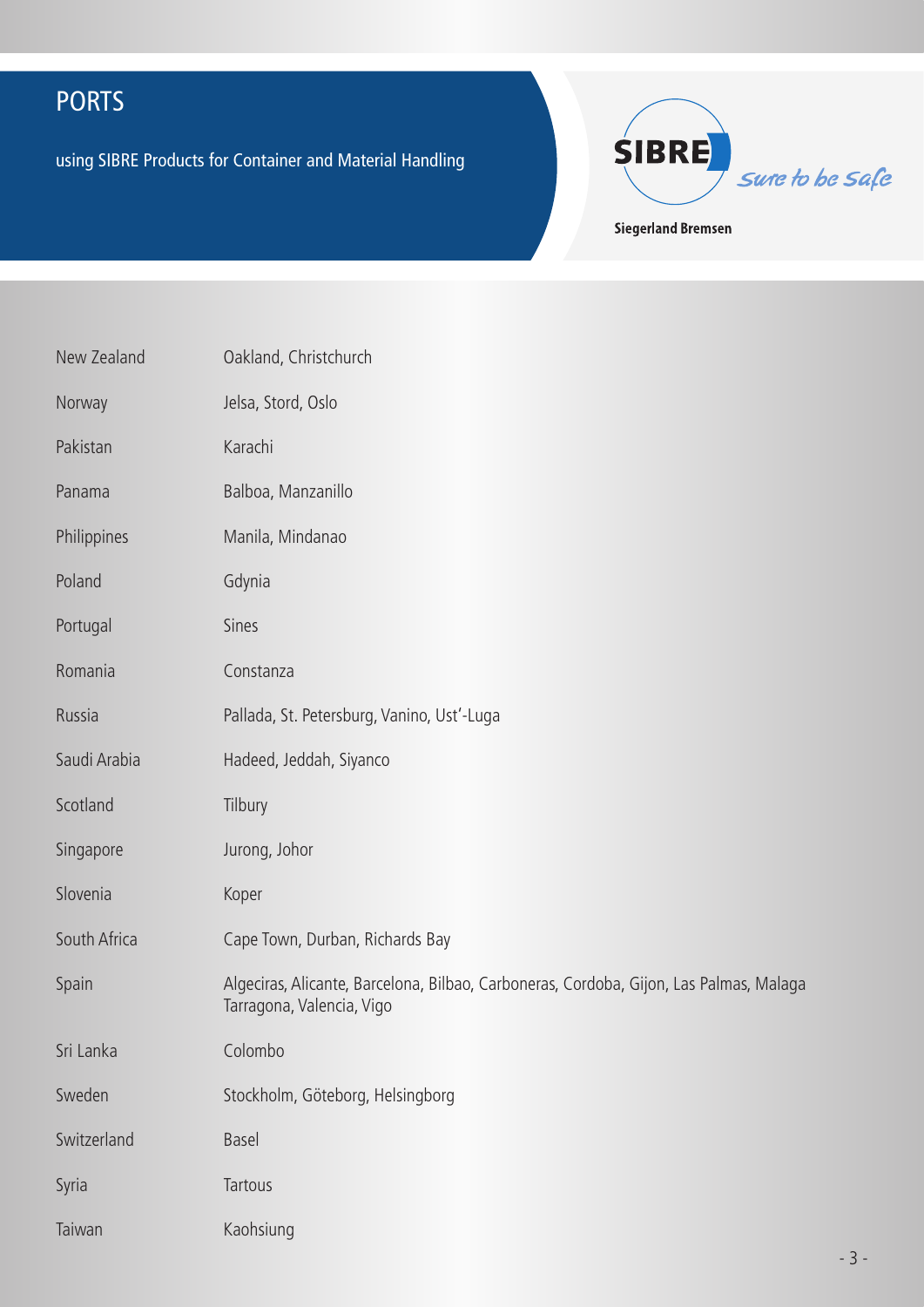# PORTS

using SIBRE Products for Container and Material Handling

SIBRE *sure to be safe*

**Siegerland Bremsen**

| | |
|---|---|
| New Zealand | Oakland, Christchurch |
| Norway | Jelsa, Stord, Oslo |
| Pakistan | Karachi |
| Panama | Balboa, Manzanillo |
| Philippines | Manila, Mindanao |
| Poland | Gdynia |
| Portugal | Sines |
| Romania | Constanza |
| Russia | Pallada, St. Petersburg, Vanino, Ust'-Luga |
| Saudi Arabia | Hadeed, Jeddah, Siyanco |
| Scotland | Tilbury |
| Singapore | Jurong, Johor |
| Slovenia | Koper |
| South Africa | Cape Town, Durban, Richards Bay |
| Spain | Algeciras, Alicante, Barcelona, Bilbao, Carboneras, Cordoba, Gijon, Las Palmas, Malaga Tarragona, Valencia, Vigo |
| Sri Lanka | Colombo |
| Sweden | Stockholm, Göteborg, Helsingborg |
| Switzerland | Basel |
| Syria | Tartous |
| Taiwan | Kaohsiung |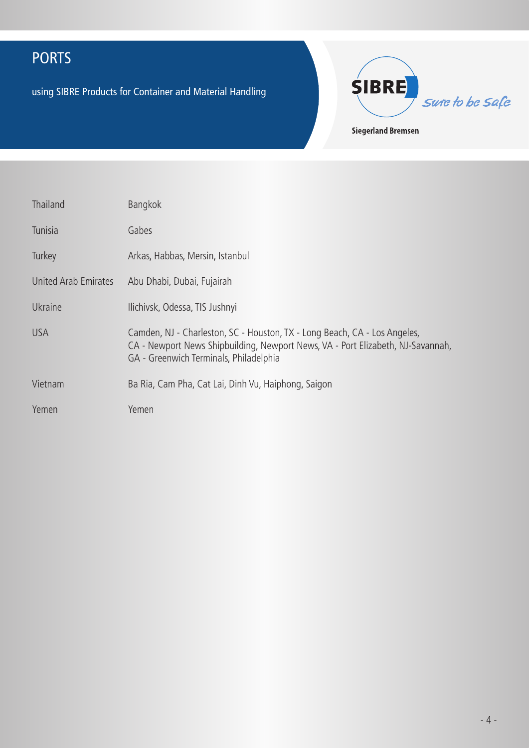# PORTS

using SIBRE Products for Container and Material Handling

SIBRE sure to be safe

Siegerland Bremsen

| | |
|---|---|
| Thailand | Bangkok |
| Tunisia | Gabes |
| Turkey | Arkas, Habbas, Mersin, Istanbul |
| United Arab Emirates | Abu Dhabi, Dubai, Fujairah |
| Ukraine | Ilichivsk, Odessa, TIS Jushnyi |
| USA | Camden, NJ - Charleston, SC - Houston, TX - Long Beach, CA - Los Angeles, CA - Newport News Shipbuilding, Newport News, VA - Port Elizabeth, NJ-Savannah, GA - Greenwich Terminals, Philadelphia |
| Vietnam | Ba Ria, Cam Pha, Cat Lai, Dinh Vu, Haiphong, Saigon |
| Yemen | Yemen |